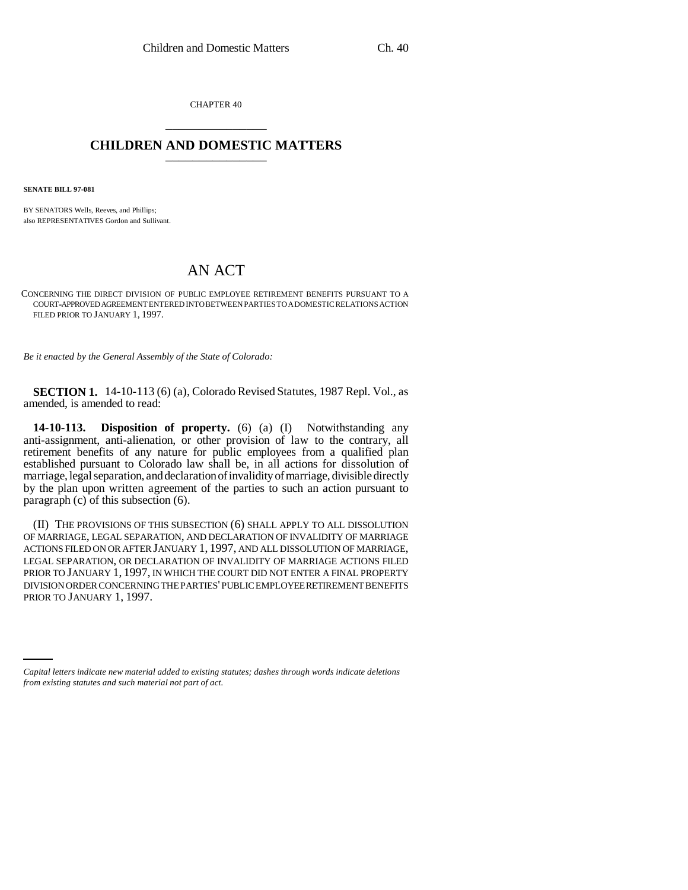CHAPTER 40

# CHILDREN AND DOMESTIC MATTERS

**SENATE BILL 97-081**

BY SENATORS Wells, Reeves, and Phillips;
also REPRESENTATIVES Gordon and Sullivant.

# AN ACT

CONCERNING THE DIRECT DIVISION OF PUBLIC EMPLOYEE RETIREMENT BENEFITS PURSUANT TO A COURT-APPROVED AGREEMENT ENTERED INTO BETWEEN PARTIES TO A DOMESTIC RELATIONS ACTION FILED PRIOR TO JANUARY 1, 1997.

*Be it enacted by the General Assembly of the State of Colorado:*

**SECTION 1.** 14-10-113 (6) (a), Colorado Revised Statutes, 1987 Repl. Vol., as amended, is amended to read:

**14-10-113. Disposition of property.** (6) (a) (I) Notwithstanding any anti-assignment, anti-alienation, or other provision of law to the contrary, all retirement benefits of any nature for public employees from a qualified plan established pursuant to Colorado law shall be, in all actions for dissolution of marriage, legal separation, and declaration of invalidity of marriage, divisible directly by the plan upon written agreement of the parties to such an action pursuant to paragraph (c) of this subsection (6).

(II) THE PROVISIONS OF THIS SUBSECTION (6) SHALL APPLY TO ALL DISSOLUTION OF MARRIAGE, LEGAL SEPARATION, AND DECLARATION OF INVALIDITY OF MARRIAGE ACTIONS FILED ON OR AFTER JANUARY 1, 1997, AND ALL DISSOLUTION OF MARRIAGE, LEGAL SEPARATION, OR DECLARATION OF INVALIDITY OF MARRIAGE ACTIONS FILED PRIOR TO JANUARY 1, 1997, IN WHICH THE COURT DID NOT ENTER A FINAL PROPERTY DIVISION ORDER CONCERNING THE PARTIES' PUBLIC EMPLOYEE RETIREMENT BENEFITS PRIOR TO JANUARY 1, 1997.

*Capital letters indicate new material added to existing statutes; dashes through words indicate deletions from existing statutes and such material not part of act.*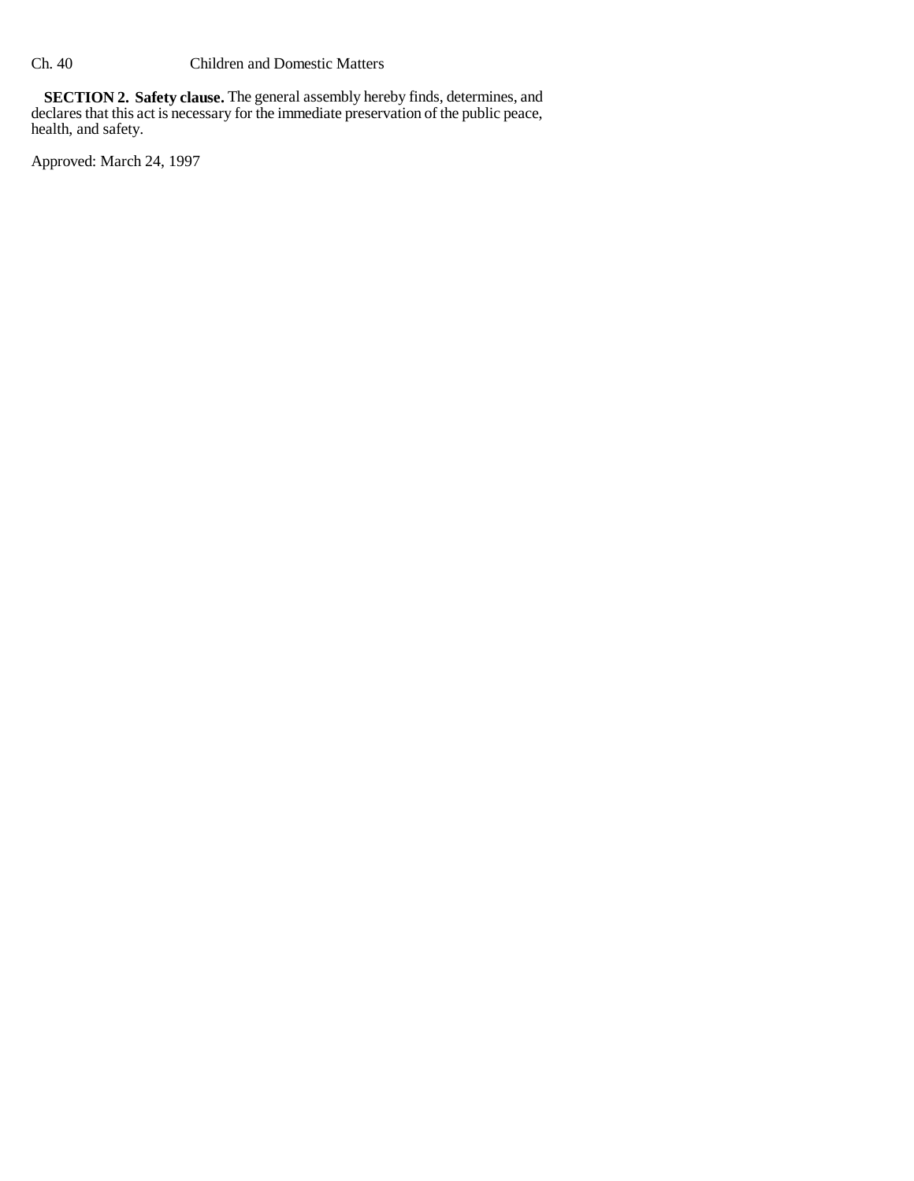**SECTION 2. Safety clause.** The general assembly hereby finds, determines, and declares that this act is necessary for the immediate preservation of the public peace, health, and safety.

Approved: March 24, 1997